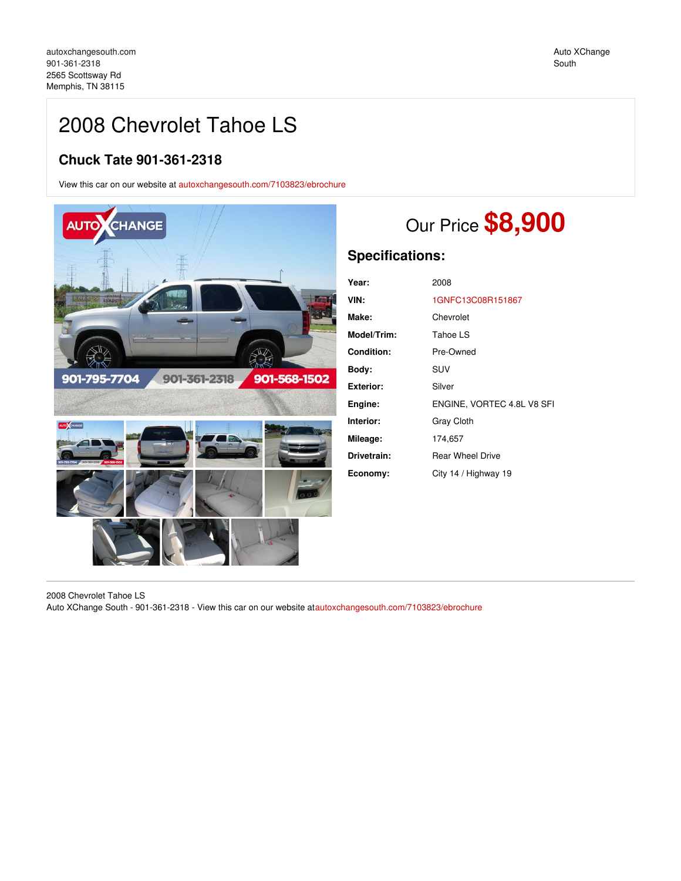autoxchangesouth.com
901-361-2318
2565 Scottsway Rd
Memphis, TN 38115

Auto XChange South

# 2008 Chevrolet Tahoe LS

## Chuck Tate 901-361-2318

View this car on our website at autoxchangesouth.com/7103823/ebrochure

Our Price **$8,900**

## Specifications:

| | |
|---|---|
| **Year:** | 2008 |
| **VIN:** | 1GNFC13C08R151867 |
| **Make:** | Chevrolet |
| **Model/Trim:** | Tahoe LS |
| **Condition:** | Pre-Owned |
| **Body:** | SUV |
| **Exterior:** | Silver |
| **Engine:** | ENGINE, VORTEC 4.8L V8 SFI |
| **Interior:** | Gray Cloth |
| **Mileage:** | 174,657 |
| **Drivetrain:** | Rear Wheel Drive |
| **Economy:** | City 14 / Highway 19 |

2008 Chevrolet Tahoe LS
Auto XChange South - 901-361-2318 - View this car on our website atautoxchangesouth.com/7103823/ebrochure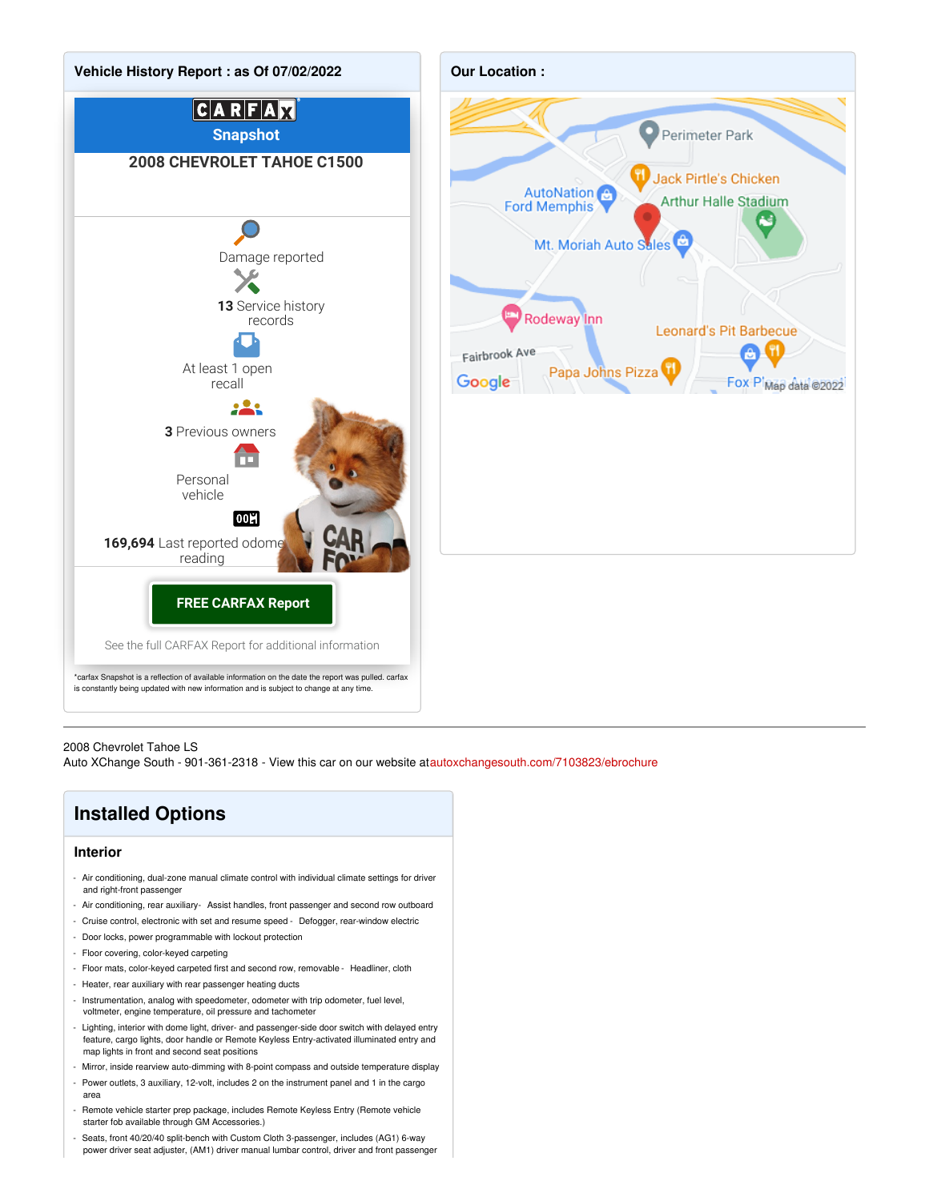## Vehicle History Report : as Of 07/02/2022

CARFAX Snapshot

**2008 CHEVROLET TAHOE C1500**

Damage reported

**13** Service history records

At least 1 open recall

**3** Previous owners

Personal vehicle

**169,694** Last reported odometer reading

**FREE CARFAX Report**

See the full CARFAX Report for additional information

*carfax Snapshot is a reflection of available information on the date the report was pulled. carfax is constantly being updated with new information and is subject to change at any time.

## Our Location :

---

2008 Chevrolet Tahoe LS
Auto XChange South - 901-361-2318 - View this car on our website at autoxchangesouth.com/7103823/ebrochure

## Installed Options

### Interior

- Air conditioning, dual-zone manual climate control with individual climate settings for driver and right-front passenger
- Air conditioning, rear auxiliary - Assist handles, front passenger and second row outboard
- Cruise control, electronic with set and resume speed - Defogger, rear-window electric
- Door locks, power programmable with lockout protection
- Floor covering, color-keyed carpeting
- Floor mats, color-keyed carpeted first and second row, removable - Headliner, cloth
- Heater, rear auxiliary with rear passenger heating ducts
- Instrumentation, analog with speedometer, odometer with trip odometer, fuel level, voltmeter, engine temperature, oil pressure and tachometer
- Lighting, interior with dome light, driver- and passenger-side door switch with delayed entry feature, cargo lights, door handle or Remote Keyless Entry-activated illuminated entry and map lights in front and second seat positions
- Mirror, inside rearview auto-dimming with 8-point compass and outside temperature display
- Power outlets, 3 auxiliary, 12-volt, includes 2 on the instrument panel and 1 in the cargo area
- Remote vehicle starter prep package, includes Remote Keyless Entry (Remote vehicle starter fob available through GM Accessories.)
- Seats, front 40/20/40 split-bench with Custom Cloth 3-passenger, includes (AG1) 6-way power driver seat adjuster, (AM1) driver manual lumbar control, driver and front passenger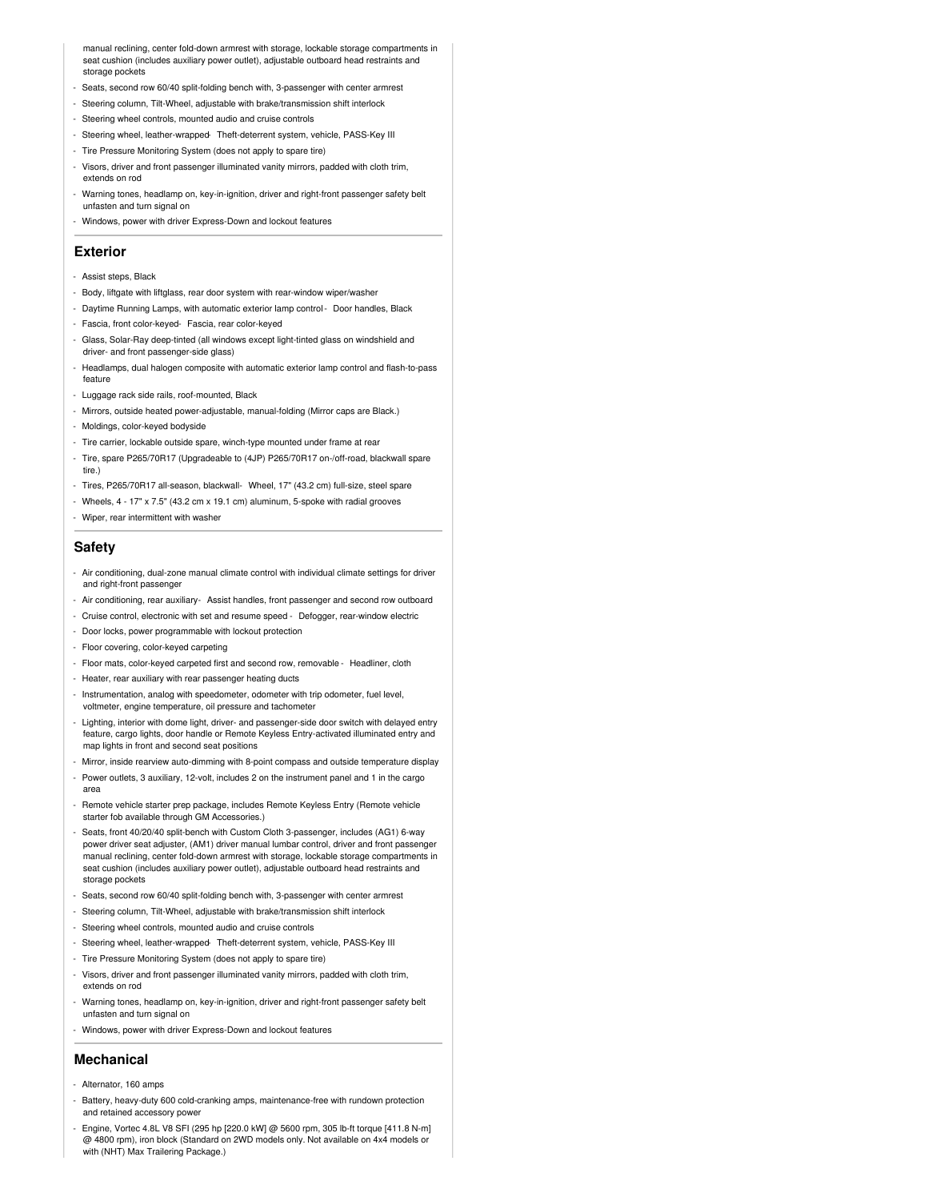manual reclining, center fold-down armrest with storage, lockable storage compartments in seat cushion (includes auxiliary power outlet), adjustable outboard head restraints and storage pockets

- Seats, second row 60/40 split-folding bench with, 3-passenger with center armrest
- Steering column, Tilt-Wheel, adjustable with brake/transmission shift interlock
- Steering wheel controls, mounted audio and cruise controls
- Steering wheel, leather-wrapped- Theft-deterrent system, vehicle, PASS-Key III
- Tire Pressure Monitoring System (does not apply to spare tire)
- Visors, driver and front passenger illuminated vanity mirrors, padded with cloth trim, extends on rod
- Warning tones, headlamp on, key-in-ignition, driver and right-front passenger safety belt unfasten and turn signal on
- Windows, power with driver Express-Down and lockout features

## Exterior

- Assist steps, Black
- Body, liftgate with liftglass, rear door system with rear-window wiper/washer
- Daytime Running Lamps, with automatic exterior lamp control- Door handles, Black
- Fascia, front color-keyed- Fascia, rear color-keyed
- Glass, Solar-Ray deep-tinted (all windows except light-tinted glass on windshield and driver- and front passenger-side glass)
- Headlamps, dual halogen composite with automatic exterior lamp control and flash-to-pass feature
- Luggage rack side rails, roof-mounted, Black
- Mirrors, outside heated power-adjustable, manual-folding (Mirror caps are Black.)
- Moldings, color-keyed bodyside
- Tire carrier, lockable outside spare, winch-type mounted under frame at rear
- Tire, spare P265/70R17 (Upgradeable to (4JP) P265/70R17 on-/off-road, blackwall spare tire.)
- Tires, P265/70R17 all-season, blackwall- Wheel, 17" (43.2 cm) full-size, steel spare
- Wheels, 4 - 17" x 7.5" (43.2 cm x 19.1 cm) aluminum, 5-spoke with radial grooves
- Wiper, rear intermittent with washer

## Safety

- Air conditioning, dual-zone manual climate control with individual climate settings for driver and right-front passenger
- Air conditioning, rear auxiliary- Assist handles, front passenger and second row outboard
- Cruise control, electronic with set and resume speed - Defogger, rear-window electric
- Door locks, power programmable with lockout protection
- Floor covering, color-keyed carpeting
- Floor mats, color-keyed carpeted first and second row, removable - Headliner, cloth
- Heater, rear auxiliary with rear passenger heating ducts
- Instrumentation, analog with speedometer, odometer with trip odometer, fuel level, voltmeter, engine temperature, oil pressure and tachometer
- Lighting, interior with dome light, driver- and passenger-side door switch with delayed entry feature, cargo lights, door handle or Remote Keyless Entry-activated illuminated entry and map lights in front and second seat positions
- Mirror, inside rearview auto-dimming with 8-point compass and outside temperature display
- Power outlets, 3 auxiliary, 12-volt, includes 2 on the instrument panel and 1 in the cargo area
- Remote vehicle starter prep package, includes Remote Keyless Entry (Remote vehicle starter fob available through GM Accessories.)
- Seats, front 40/20/40 split-bench with Custom Cloth 3-passenger, includes (AG1) 6-way power driver seat adjuster, (AM1) driver manual lumbar control, driver and front passenger manual reclining, center fold-down armrest with storage, lockable storage compartments in seat cushion (includes auxiliary power outlet), adjustable outboard head restraints and storage pockets
- Seats, second row 60/40 split-folding bench with, 3-passenger with center armrest
- Steering column, Tilt-Wheel, adjustable with brake/transmission shift interlock
- Steering wheel controls, mounted audio and cruise controls
- Steering wheel, leather-wrapped- Theft-deterrent system, vehicle, PASS-Key III
- Tire Pressure Monitoring System (does not apply to spare tire)
- Visors, driver and front passenger illuminated vanity mirrors, padded with cloth trim, extends on rod
- Warning tones, headlamp on, key-in-ignition, driver and right-front passenger safety belt unfasten and turn signal on
- Windows, power with driver Express-Down and lockout features

## Mechanical

- Alternator, 160 amps
- Battery, heavy-duty 600 cold-cranking amps, maintenance-free with rundown protection and retained accessory power
- Engine, Vortec 4.8L V8 SFI (295 hp [220.0 kW] @ 5600 rpm, 305 lb-ft torque [411.8 N-m] @ 4800 rpm), iron block (Standard on 2WD models only. Not available on 4x4 models or with (NHT) Max Trailering Package.)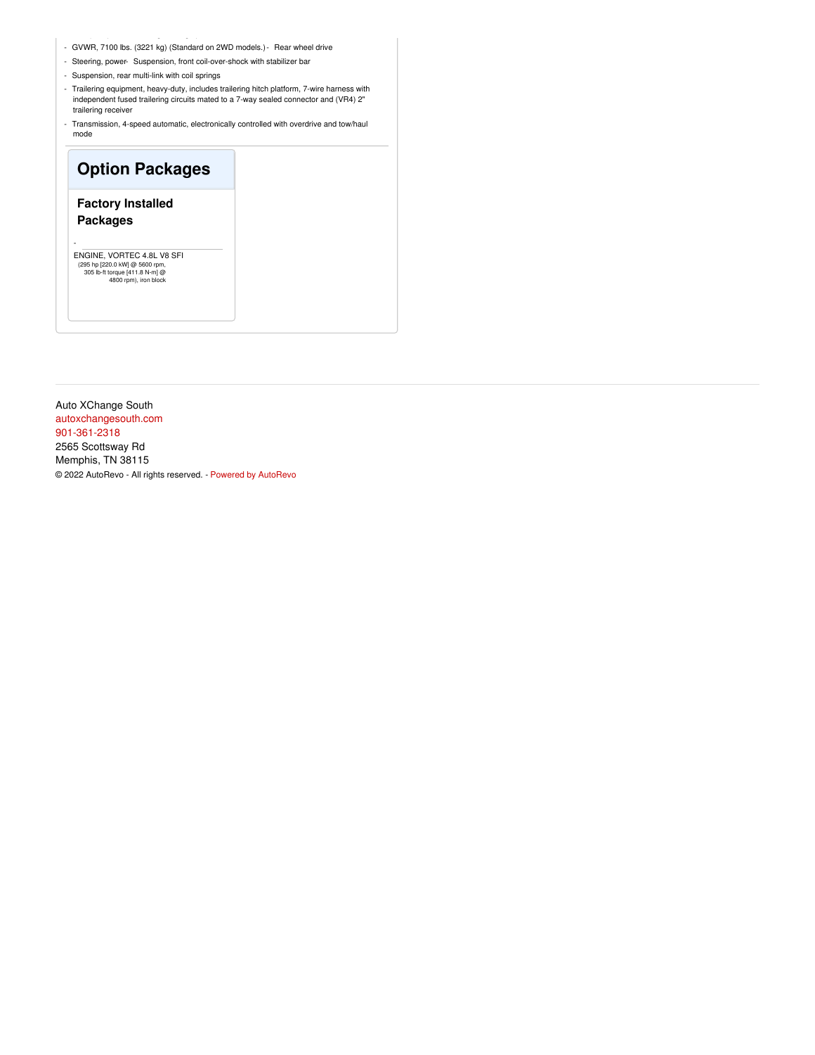- GVWR, 7100 lbs. (3221 kg) (Standard on 2WD models.)
- Rear wheel drive
- Steering, power
- Suspension, front coil-over-shock with stabilizer bar
- Suspension, rear multi-link with coil springs
- Trailering equipment, heavy-duty, includes trailering hitch platform, 7-wire harness with independent fused trailering circuits mated to a 7-way sealed connector and (VR4) 2" trailering receiver
- Transmission, 4-speed automatic, electronically controlled with overdrive and tow/haul mode

## Option Packages

### Factory Installed Packages

-

ENGINE, VORTEC 4.8L V8 SFI
(295 hp [220.0 kW] @ 5600 rpm, 305 lb-ft torque [411.8 N-m] @ 4800 rpm), iron block

---

Auto XChange South
autoxchangesouth.com
901-361-2318
2565 Scottsway Rd
Memphis, TN 38115
© 2022 AutoRevo - All rights reserved. - Powered by AutoRevo